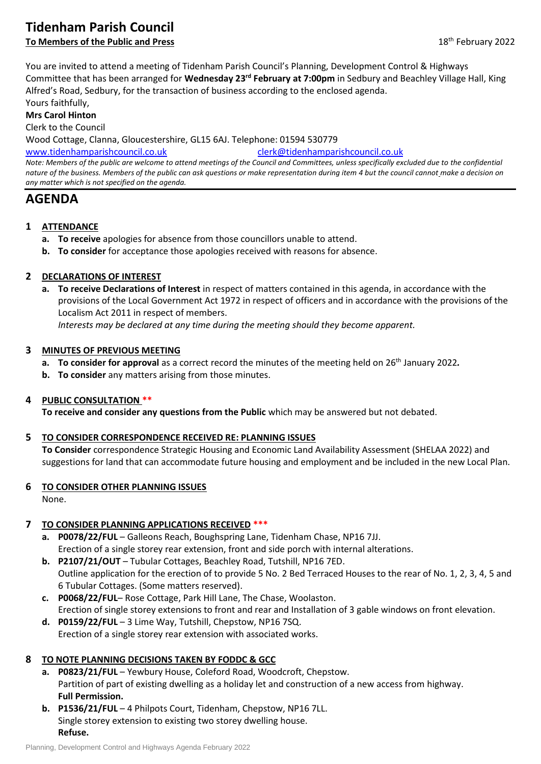# Tidenham Parish Council

**To Members of the Public and Press** 18th February 2022

You are invited to attend a meeting of Tidenham Parish Council's Planning, Development Control & Highways Committee that has been arranged for **Wednesday 23rd February at 7:00pm** in Sedbury and Beachley Village Hall, King Alfred's Road, Sedbury, for the transaction of business according to the enclosed agenda.

Yours faithfully,

**Mrs Carol Hinton**

Clerk to the Council

Wood Cottage, Clanna, Gloucestershire, GL15 6AJ. Telephone: 01594 530779

www.tidenhamparishcouncil.co.uk clerk@tidenhamparishcouncil.co.uk

*Note: Members of the public are welcome to attend meetings of the Council and Committees, unless specifically excluded due to the confidential nature of the business. Members of the public can ask questions or make representation during item 4 but the council cannot make a decision on any matter which is not specified on the agenda.*

## AGENDA

**1 ATTENDANCE**

- **a. To receive** apologies for absence from those councillors unable to attend.
- **b. To consider** for acceptance those apologies received with reasons for absence.

**2 DECLARATIONS OF INTEREST**

- **a. To receive Declarations of Interest** in respect of matters contained in this agenda, in accordance with the provisions of the Local Government Act 1972 in respect of officers and in accordance with the provisions of the Localism Act 2011 in respect of members.
  *Interests may be declared at any time during the meeting should they become apparent.*

**3 MINUTES OF PREVIOUS MEETING**

- **a. To consider for approval** as a correct record the minutes of the meeting held on 26th January 2022**.**
- **b. To consider** any matters arising from those minutes.

**4 PUBLIC CONSULTATION \*\***

**To receive and consider any questions from the Public** which may be answered but not debated.

**5 TO CONSIDER CORRESPONDENCE RECEIVED RE: PLANNING ISSUES**

**To Consider** correspondence Strategic Housing and Economic Land Availability Assessment (SHELAA 2022) and suggestions for land that can accommodate future housing and employment and be included in the new Local Plan.

**6 TO CONSIDER OTHER PLANNING ISSUES**

None.

**7 TO CONSIDER PLANNING APPLICATIONS RECEIVED \*\*\***

- **a. P0078/22/FUL** – Galleons Reach, Boughspring Lane, Tidenham Chase, NP16 7JJ.
  Erection of a single storey rear extension, front and side porch with internal alterations.
- **b. P2107/21/OUT** – Tubular Cottages, Beachley Road, Tutshill, NP16 7ED.
  Outline application for the erection of to provide 5 No. 2 Bed Terraced Houses to the rear of No. 1, 2, 3, 4, 5 and 6 Tubular Cottages. (Some matters reserved).
- **c. P0068/22/FUL**– Rose Cottage, Park Hill Lane, The Chase, Woolaston.
  Erection of single storey extensions to front and rear and Installation of 3 gable windows on front elevation.
- **d. P0159/22/FUL** – 3 Lime Way, Tutshill, Chepstow, NP16 7SQ.
  Erection of a single storey rear extension with associated works.

**8 TO NOTE PLANNING DECISIONS TAKEN BY FODDC & GCC**

- **a. P0823/21/FUL** – Yewbury House, Coleford Road, Woodcroft, Chepstow.
  Partition of part of existing dwelling as a holiday let and construction of a new access from highway.
  **Full Permission.**
- **b. P1536/21/FUL** – 4 Philpots Court, Tidenham, Chepstow, NP16 7LL.
  Single storey extension to existing two storey dwelling house.
  **Refuse.**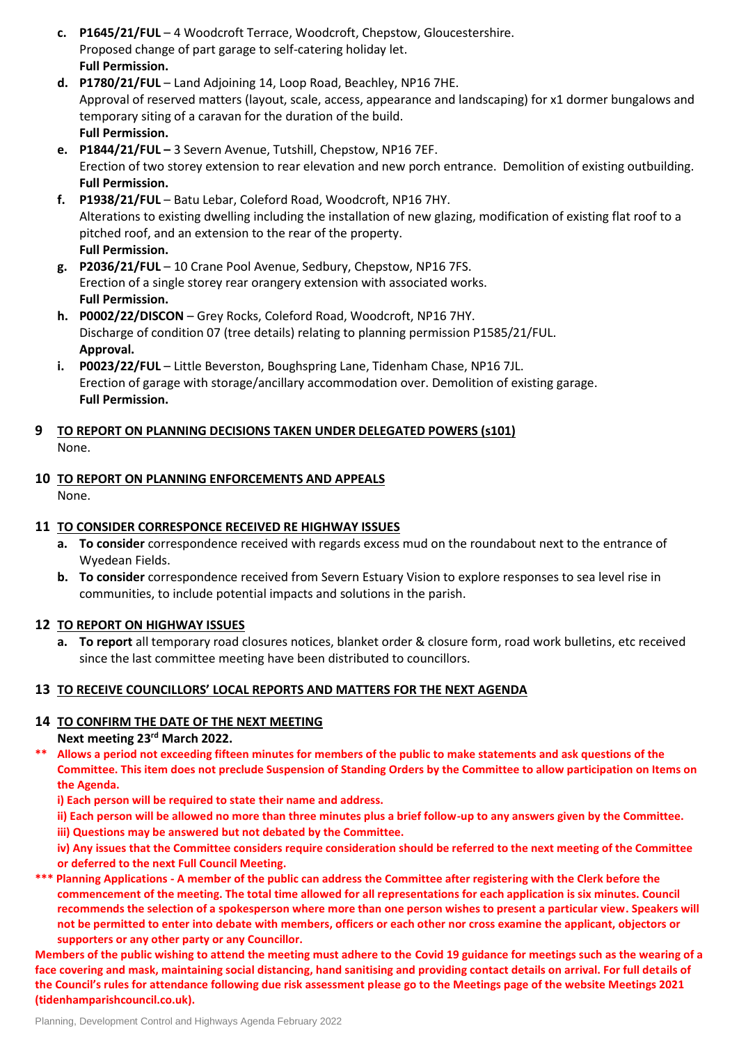c. **P1645/21/FUL** – 4 Woodcroft Terrace, Woodcroft, Chepstow, Gloucestershire.
   Proposed change of part garage to self-catering holiday let.
   **Full Permission.**

d. **P1780/21/FUL** – Land Adjoining 14, Loop Road, Beachley, NP16 7HE.
   Approval of reserved matters (layout, scale, access, appearance and landscaping) for x1 dormer bungalows and temporary siting of a caravan for the duration of the build.
   **Full Permission.**

e. **P1844/21/FUL –** 3 Severn Avenue, Tutshill, Chepstow, NP16 7EF.
   Erection of two storey extension to rear elevation and new porch entrance. Demolition of existing outbuilding.
   **Full Permission.**

f. **P1938/21/FUL** – Batu Lebar, Coleford Road, Woodcroft, NP16 7HY.
   Alterations to existing dwelling including the installation of new glazing, modification of existing flat roof to a pitched roof, and an extension to the rear of the property.
   **Full Permission.**

g. **P2036/21/FUL** – 10 Crane Pool Avenue, Sedbury, Chepstow, NP16 7FS.
   Erection of a single storey rear orangery extension with associated works.
   **Full Permission.**

h. **P0002/22/DISCON** – Grey Rocks, Coleford Road, Woodcroft, NP16 7HY.
   Discharge of condition 07 (tree details) relating to planning permission P1585/21/FUL.
   **Approval.**

i. **P0023/22/FUL** – Little Beverston, Boughspring Lane, Tidenham Chase, NP16 7JL.
   Erection of garage with storage/ancillary accommodation over. Demolition of existing garage.
   **Full Permission.**

**9 TO REPORT ON PLANNING DECISIONS TAKEN UNDER DELEGATED POWERS (s101)**

None.

**10 TO REPORT ON PLANNING ENFORCEMENTS AND APPEALS**

None.

**11 TO CONSIDER CORRESPONCE RECEIVED RE HIGHWAY ISSUES**

a. **To consider** correspondence received with regards excess mud on the roundabout next to the entrance of Wyedean Fields.

b. **To consider** correspondence received from Severn Estuary Vision to explore responses to sea level rise in communities, to include potential impacts and solutions in the parish.

**12 TO REPORT ON HIGHWAY ISSUES**

a. **To report** all temporary road closures notices, blanket order & closure form, road work bulletins, etc received since the last committee meeting have been distributed to councillors.

**13 TO RECEIVE COUNCILLORS' LOCAL REPORTS AND MATTERS FOR THE NEXT AGENDA**

**14 TO CONFIRM THE DATE OF THE NEXT MEETING**

**Next meeting 23rd March 2022.**

**\*\* Allows a period not exceeding fifteen minutes for members of the public to make statements and ask questions of the Committee. This item does not preclude Suspension of Standing Orders by the Committee to allow participation on Items on the Agenda.**

**i) Each person will be required to state their name and address.**

**ii) Each person will be allowed no more than three minutes plus a brief follow-up to any answers given by the Committee.**

**iii) Questions may be answered but not debated by the Committee.**

**iv) Any issues that the Committee considers require consideration should be referred to the next meeting of the Committee or deferred to the next Full Council Meeting.**

**\*\*\* Planning Applications - A member of the public can address the Committee after registering with the Clerk before the commencement of the meeting. The total time allowed for all representations for each application is six minutes. Council recommends the selection of a spokesperson where more than one person wishes to present a particular view. Speakers will not be permitted to enter into debate with members, officers or each other nor cross examine the applicant, objectors or supporters or any other party or any Councillor.**

**Members of the public wishing to attend the meeting must adhere to the Covid 19 guidance for meetings such as the wearing of a face covering and mask, maintaining social distancing, hand sanitising and providing contact details on arrival. For full details of the Council's rules for attendance following due risk assessment please go to the Meetings page of the website Meetings 2021 (tidenhamparishcouncil.co.uk).**